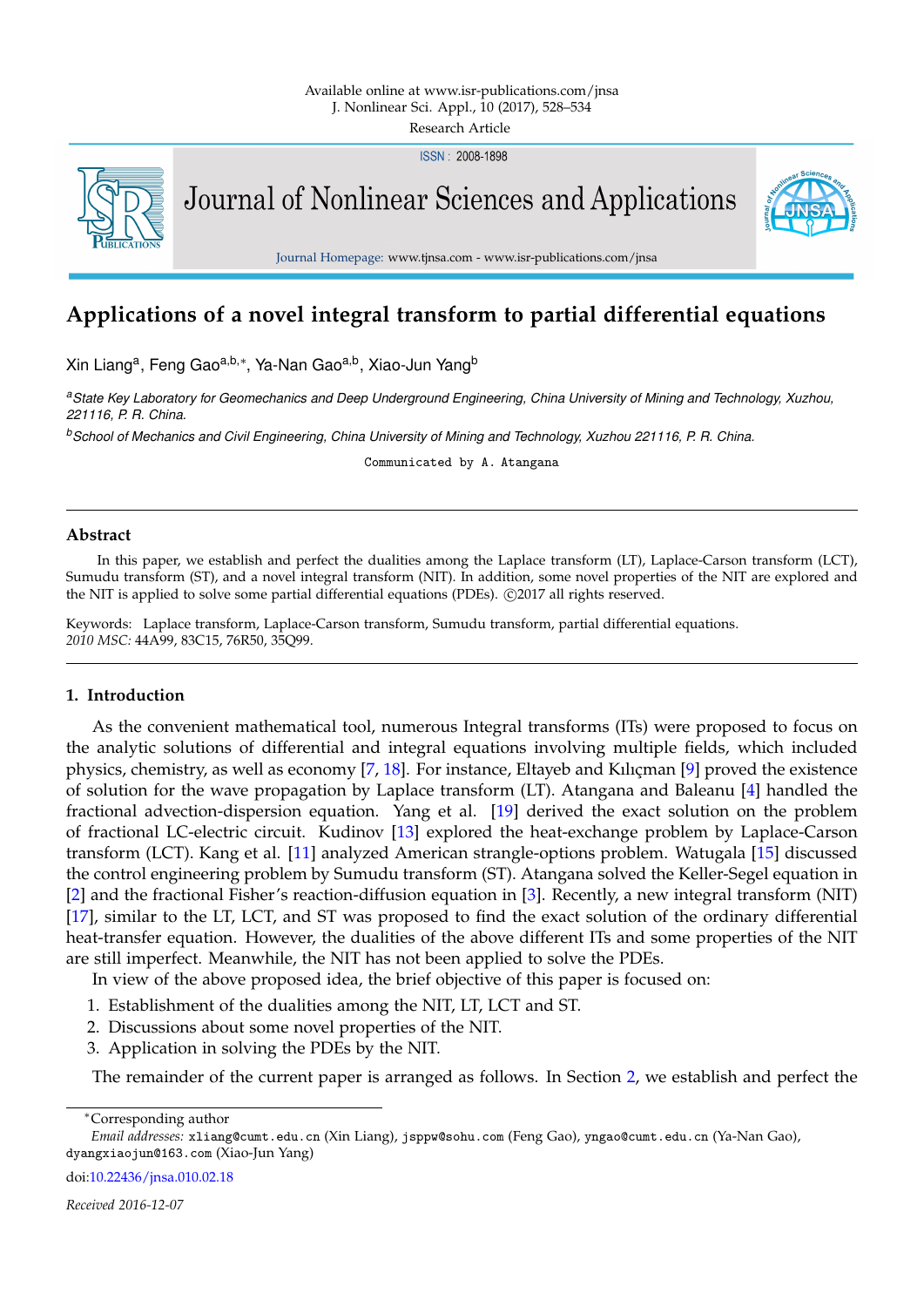# Applications of a novel integral transform to partial differential equations

Xin Liang[a], Feng Gao[a,b,*], Ya-Nan Gao[a,b], Xiao-Jun Yang[b]

[a]*State Key Laboratory for Geomechanics and Deep Underground Engineering, China University of Mining and Technology, Xuzhou, 221116, P. R. China.*

[b]*School of Mechanics and Civil Engineering, China University of Mining and Technology, Xuzhou 221116, P. R. China.*

Communicated by A. Atangana

---

## Abstract

In this paper, we establish and perfect the dualities among the Laplace transform (LT), Laplace-Carson transform (LCT), Sumudu transform (ST), and a novel integral transform (NIT). In addition, some novel properties of the NIT are explored and the NIT is applied to solve some partial differential equations (PDEs). ©2017 all rights reserved.

Keywords: Laplace transform, Laplace-Carson transform, Sumudu transform, partial differential equations.
*2010 MSC:* 44A99, 83C15, 76R50, 35Q99.

---

## 1. Introduction

As the convenient mathematical tool, numerous Integral transforms (ITs) were proposed to focus on the analytic solutions of differential and integral equations involving multiple fields, which included physics, chemistry, as well as economy [7, 18]. For instance, Eltayeb and Kılıçman [9] proved the existence of solution for the wave propagation by Laplace transform (LT). Atangana and Baleanu [4] handled the fractional advection-dispersion equation. Yang et al. [19] derived the exact solution on the problem of fractional LC-electric circuit. Kudinov [13] explored the heat-exchange problem by Laplace-Carson transform (LCT). Kang et al. [11] analyzed American strangle-options problem. Watugala [15] discussed the control engineering problem by Sumudu transform (ST). Atangana solved the Keller-Segel equation in [2] and the fractional Fisher's reaction-diffusion equation in [3]. Recently, a new integral transform (NIT) [17], similar to the LT, LCT, and ST was proposed to find the exact solution of the ordinary differential heat-transfer equation. However, the dualities of the above different ITs and some properties of the NIT are still imperfect. Meanwhile, the NIT has not been applied to solve the PDEs.

In view of the above proposed idea, the brief objective of this paper is focused on:

1. Establishment of the dualities among the NIT, LT, LCT and ST.
2. Discussions about some novel properties of the NIT.
3. Application in solving the PDEs by the NIT.

The remainder of the current paper is arranged as follows. In Section 2, we establish and perfect the

---

*Corresponding author
*Email addresses:* xliang@cumt.edu.cn (Xin Liang), jsppw@sohu.com (Feng Gao), yngao@cumt.edu.cn (Ya-Nan Gao), dyangxiaojun@163.com (Xiao-Jun Yang)

doi:10.22436/jnsa.010.02.18

*Received 2016-12-07*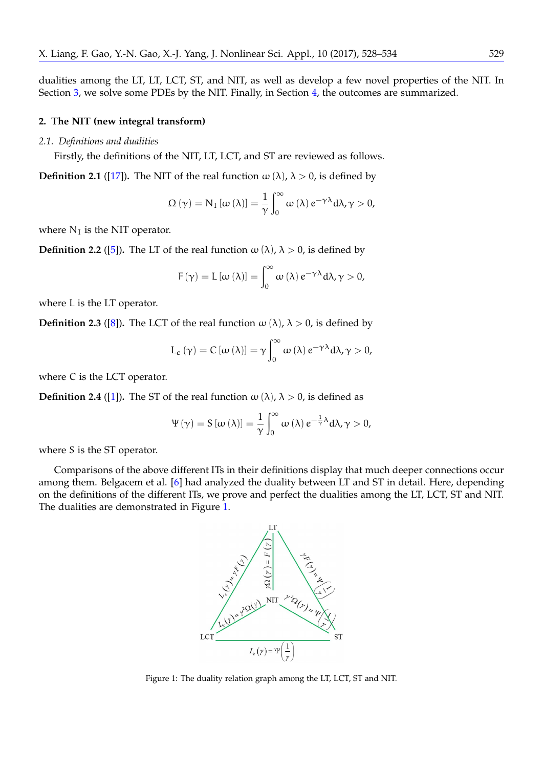dualities among the LT, LT, LCT, ST, and NIT, as well as develop a few novel properties of the NIT. In Section 3, we solve some PDEs by the NIT. Finally, in Section 4, the outcomes are summarized.

## 2. The NIT (new integral transform)

### *2.1. Definitions and dualities*

Firstly, the definitions of the NIT, LT, LCT, and ST are reviewed as follows.

**Definition 2.1** ([17]). The NIT of the real function $\omega(\lambda)$, $\lambda > 0$, is defined by

$$\Omega(\gamma) = N_I[\omega(\lambda)] = \frac{1}{\gamma}\int_0^\infty \omega(\lambda)\, e^{-\gamma\lambda} d\lambda, \gamma > 0,$$

where $N_I$ is the NIT operator.

**Definition 2.2** ([5]). The LT of the real function $\omega(\lambda)$, $\lambda > 0$, is defined by

$$F(\gamma) = L[\omega(\lambda)] = \int_0^\infty \omega(\lambda)\, e^{-\gamma\lambda} d\lambda, \gamma > 0,$$

where L is the LT operator.

**Definition 2.3** ([8]). The LCT of the real function $\omega(\lambda)$, $\lambda > 0$, is defined by

$$L_c(\gamma) = C[\omega(\lambda)] = \gamma\int_0^\infty \omega(\lambda)\, e^{-\gamma\lambda} d\lambda, \gamma > 0,$$

where C is the LCT operator.

**Definition 2.4** ([1]). The ST of the real function $\omega(\lambda)$, $\lambda > 0$, is defined as

$$\Psi(\gamma) = S[\omega(\lambda)] = \frac{1}{\gamma}\int_0^\infty \omega(\lambda)\, e^{-\frac{1}{\gamma}\lambda} d\lambda, \gamma > 0,$$

where S is the ST operator.

Comparisons of the above different ITs in their definitions display that much deeper connections occur among them. Belgacem et al. [6] had analyzed the duality between LT and ST in detail. Here, depending on the definitions of the different ITs, we prove and perfect the dualities among the LT, LCT, ST and NIT. The dualities are demonstrated in Figure 1.

Figure 1: The duality relation graph among the LT, LCT, ST and NIT.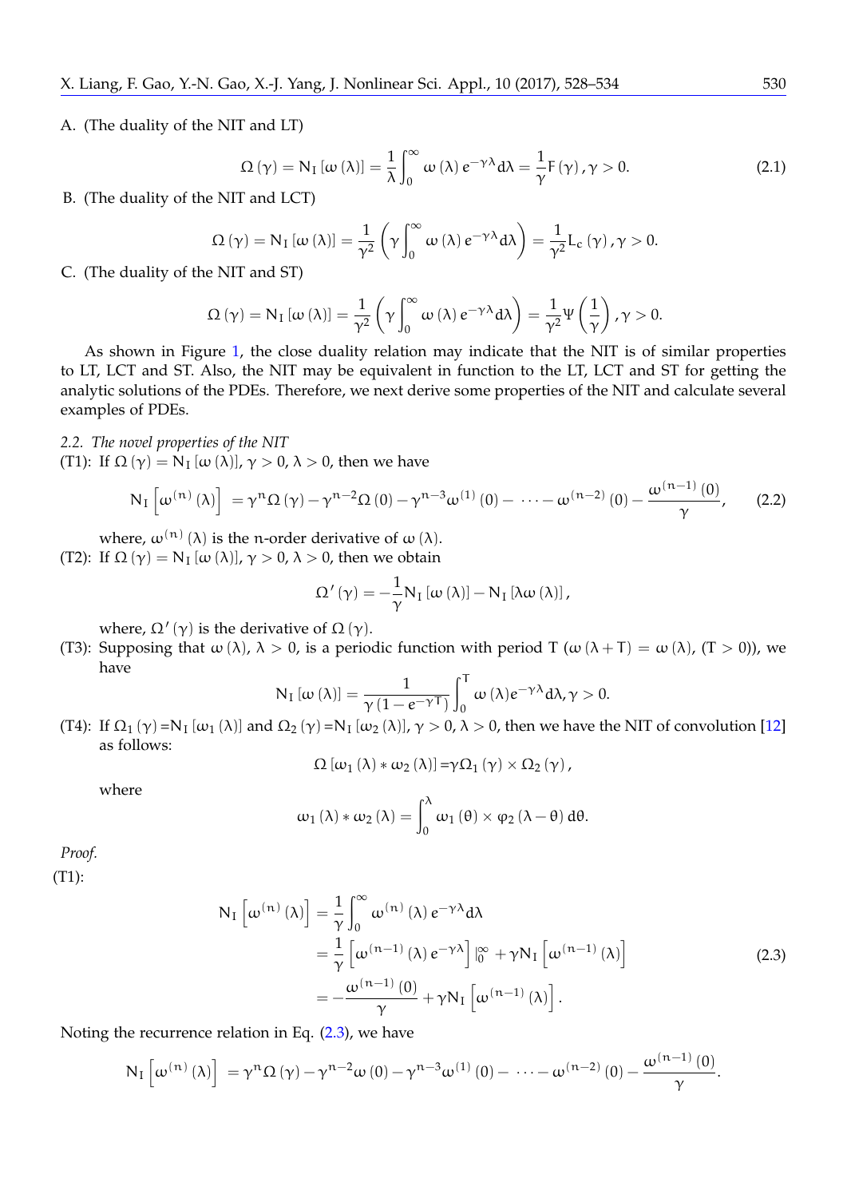A. (The duality of the NIT and LT)

$$\Omega(\gamma) = \mathrm{N_I}[\omega(\lambda)] = \frac{1}{\lambda}\int_0^\infty \omega(\lambda)\, e^{-\gamma\lambda} d\lambda = \frac{1}{\gamma}F(\gamma), \gamma > 0. \tag{2.1}$$

B. (The duality of the NIT and LCT)

$$\Omega(\gamma) = \mathrm{N_I}[\omega(\lambda)] = \frac{1}{\gamma^2}\left(\gamma\int_0^\infty \omega(\lambda)\, e^{-\gamma\lambda} d\lambda\right) = \frac{1}{\gamma^2}L_c(\gamma), \gamma > 0.$$

C. (The duality of the NIT and ST)

$$\Omega(\gamma) = \mathrm{N_I}[\omega(\lambda)] = \frac{1}{\gamma^2}\left(\gamma\int_0^\infty \omega(\lambda)\, e^{-\gamma\lambda} d\lambda\right) = \frac{1}{\gamma^2}\Psi\left(\frac{1}{\gamma}\right), \gamma > 0.$$

As shown in Figure 1, the close duality relation may indicate that the NIT is of similar properties to LT, LCT and ST. Also, the NIT may be equivalent in function to the LT, LCT and ST for getting the analytic solutions of the PDEs. Therefore, we next derive some properties of the NIT and calculate several examples of PDEs.

### 2.2. The novel properties of the NIT

(T1): If $\Omega(\gamma) = \mathrm{N_I}[\omega(\lambda)]$, $\gamma > 0$, $\lambda > 0$, then we have

$$\mathrm{N_I}\left[\omega^{(n)}(\lambda)\right] = \gamma^n\Omega(\gamma) - \gamma^{n-2}\Omega(0) - \gamma^{n-3}\omega^{(1)}(0) - \cdots - \omega^{(n-2)}(0) - \frac{\omega^{(n-1)}(0)}{\gamma}, \tag{2.2}$$

where, $\omega^{(n)}(\lambda)$ is the n-order derivative of $\omega(\lambda)$.

(T2): If $\Omega(\gamma) = \mathrm{N_I}[\omega(\lambda)]$, $\gamma > 0$, $\lambda > 0$, then we obtain

$$\Omega'(\gamma) = -\frac{1}{\gamma}\mathrm{N_I}[\omega(\lambda)] - \mathrm{N_I}[\lambda\omega(\lambda)],$$

where, $\Omega'(\gamma)$ is the derivative of $\Omega(\gamma)$.

(T3): Supposing that $\omega(\lambda)$, $\lambda > 0$, is a periodic function with period T ($\omega(\lambda + T) = \omega(\lambda)$, $(T > 0)$), we have

$$\mathrm{N_I}[\omega(\lambda)] = \frac{1}{\gamma\left(1 - e^{-\gamma T}\right)}\int_0^T \omega(\lambda)e^{-\gamma\lambda}d\lambda, \gamma > 0.$$

(T4): If $\Omega_1(\gamma) = \mathrm{N_I}[\omega_1(\lambda)]$ and $\Omega_2(\gamma) = \mathrm{N_I}[\omega_2(\lambda)]$, $\gamma > 0$, $\lambda > 0$, then we have the NIT of convolution [12] as follows:

$$\Omega[\omega_1(\lambda) * \omega_2(\lambda)] = \gamma\Omega_1(\gamma) \times \Omega_2(\gamma),$$

where

$$\omega_1(\lambda) * \omega_2(\lambda) = \int_0^\lambda \omega_1(\theta) \times \varphi_2(\lambda - \theta)\, d\theta.$$

*Proof.*

(T1):

$$\begin{aligned}
\mathrm{N_I}\left[\omega^{(n)}(\lambda)\right] &= \frac{1}{\gamma}\int_0^\infty \omega^{(n)}(\lambda)\, e^{-\gamma\lambda} d\lambda \\
&= \frac{1}{\gamma}\left[\omega^{(n-1)}(\lambda)\, e^{-\gamma\lambda}\right]\Big|_0^\infty + \gamma \mathrm{N_I}\left[\omega^{(n-1)}(\lambda)\right] \\
&= -\frac{\omega^{(n-1)}(0)}{\gamma} + \gamma\mathrm{N_I}\left[\omega^{(n-1)}(\lambda)\right].
\end{aligned} \tag{2.3}$$

Noting the recurrence relation in Eq. (2.3), we have

$$\mathrm{N_I}\left[\omega^{(n)}(\lambda)\right] = \gamma^n\Omega(\gamma) - \gamma^{n-2}\omega(0) - \gamma^{n-3}\omega^{(1)}(0) - \cdots - \omega^{(n-2)}(0) - \frac{\omega^{(n-1)}(0)}{\gamma}.$$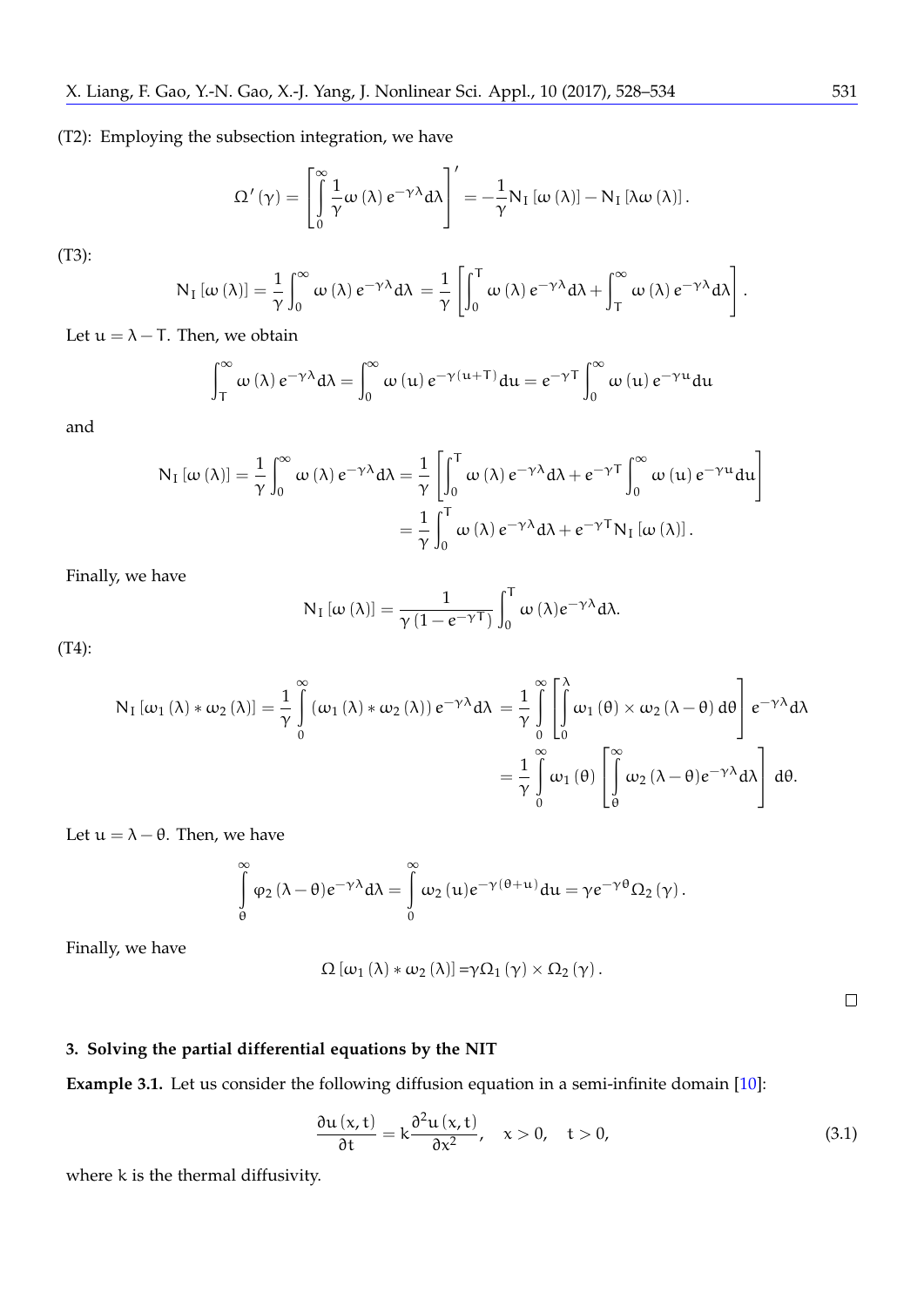(T2): Employing the subsection integration, we have

$$\Omega'(\gamma) = \left[\int_0^\infty \frac{1}{\gamma}\omega(\lambda)\, e^{-\gamma\lambda} d\lambda\right]' = -\frac{1}{\gamma} N_I[\omega(\lambda)] - N_I[\lambda\omega(\lambda)].$$

(T3):

$$N_I[\omega(\lambda)] = \frac{1}{\gamma}\int_0^\infty \omega(\lambda)\, e^{-\gamma\lambda} d\lambda = \frac{1}{\gamma}\left[\int_0^T \omega(\lambda)\, e^{-\gamma\lambda} d\lambda + \int_T^\infty \omega(\lambda)\, e^{-\gamma\lambda} d\lambda\right].$$

Let $u = \lambda - T$. Then, we obtain

$$\int_T^\infty \omega(\lambda)\, e^{-\gamma\lambda} d\lambda = \int_0^\infty \omega(u)\, e^{-\gamma(u+T)} du = e^{-\gamma T}\int_0^\infty \omega(u)\, e^{-\gamma u} du$$

and

$$\begin{aligned} N_I[\omega(\lambda)] = \frac{1}{\gamma}\int_0^\infty \omega(\lambda)\, e^{-\gamma\lambda} d\lambda &= \frac{1}{\gamma}\left[\int_0^T \omega(\lambda)\, e^{-\gamma\lambda} d\lambda + e^{-\gamma T}\int_0^\infty \omega(u)\, e^{-\gamma u} du\right] \\ &= \frac{1}{\gamma}\int_0^T \omega(\lambda)\, e^{-\gamma\lambda} d\lambda + e^{-\gamma T} N_I[\omega(\lambda)]. \end{aligned}$$

Finally, we have

$$N_I[\omega(\lambda)] = \frac{1}{\gamma(1 - e^{-\gamma T})}\int_0^T \omega(\lambda) e^{-\gamma\lambda} d\lambda.$$

(T4):

$$\begin{aligned} N_I[\omega_1(\lambda) * \omega_2(\lambda)] = \frac{1}{\gamma}\int_0^\infty (\omega_1(\lambda) * \omega_2(\lambda))\, e^{-\gamma\lambda} d\lambda &= \frac{1}{\gamma}\int_0^\infty \left[\int_0^\lambda \omega_1(\theta) \times \omega_2(\lambda - \theta)\, d\theta\right] e^{-\gamma\lambda} d\lambda \\ &= \frac{1}{\gamma}\int_0^\infty \omega_1(\theta)\left[\int_\theta^\infty \omega_2(\lambda - \theta) e^{-\gamma\lambda} d\lambda\right] d\theta. \end{aligned}$$

Let $u = \lambda - \theta$. Then, we have

$$\int_\theta^\infty \varphi_2(\lambda - \theta) e^{-\gamma\lambda} d\lambda = \int_0^\infty \omega_2(u) e^{-\gamma(\theta + u)} du = \gamma e^{-\gamma\theta}\Omega_2(\gamma).$$

Finally, we have

$$\Omega[\omega_1(\lambda) * \omega_2(\lambda)] = \gamma\Omega_1(\gamma) \times \Omega_2(\gamma).$$

□

## 3. Solving the partial differential equations by the NIT

**Example 3.1.** Let us consider the following diffusion equation in a semi-infinite domain [10]:

$$\frac{\partial u(x,t)}{\partial t} = k\frac{\partial^2 u(x,t)}{\partial x^2}, \quad x > 0, \quad t > 0, \tag{3.1}$$

where k is the thermal diffusivity.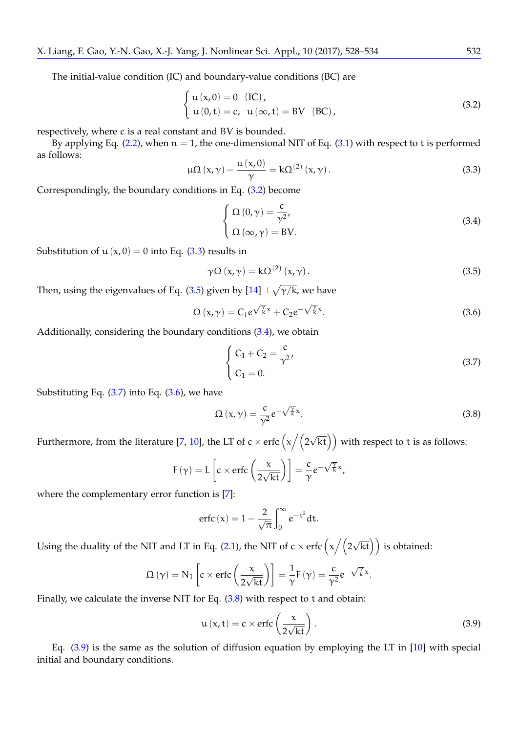The initial-value condition (IC) and boundary-value conditions (BC) are

$$\begin{cases} u(x,0) = 0 \quad (\text{IC}), \\ u(0,t) = c, \quad u(\infty,t) = BV \quad (\text{BC}), \end{cases} \tag{3.2}$$

respectively, where c is a real constant and BV is bounded.

By applying Eq. (2.2), when $n = 1$, the one-dimensional NIT of Eq. (3.1) with respect to t is performed as follows:

$$\mu\Omega(x,\gamma) - \frac{u(x,0)}{\gamma} = k\Omega^{(2)}(x,\gamma). \tag{3.3}$$

Correspondingly, the boundary conditions in Eq. (3.2) become

$$\begin{cases} \Omega(0,\gamma) = \dfrac{c}{\gamma^2}, \\ \Omega(\infty,\gamma) = BV. \end{cases} \tag{3.4}$$

Substitution of $u(x,0) = 0$ into Eq. (3.3) results in

$$\gamma\Omega(x,\gamma) = k\Omega^{(2)}(x,\gamma). \tag{3.5}$$

Then, using the eigenvalues of Eq. (3.5) given by [14] $\pm\sqrt{\gamma/k}$, we have

$$\Omega(x,\gamma) = C_1 e^{\sqrt{\frac{\gamma}{k}}x} + C_2 e^{-\sqrt{\frac{\gamma}{k}}x}. \tag{3.6}$$

Additionally, considering the boundary conditions (3.4), we obtain

$$\begin{cases} C_1 + C_2 = \dfrac{c}{\gamma^2}, \\ C_1 = 0. \end{cases} \tag{3.7}$$

Substituting Eq. (3.7) into Eq. (3.6), we have

$$\Omega(x,\gamma) = \frac{c}{\gamma^2} e^{-\sqrt{\frac{\gamma}{k}}x}. \tag{3.8}$$

Furthermore, from the literature [7, 10], the LT of $c \times \text{erfc}\left(x \big/ \left(2\sqrt{kt}\right)\right)$ with respect to t is as follows:

$$F(\gamma) = L\left[c \times \text{erfc}\left(\frac{x}{2\sqrt{kt}}\right)\right] = \frac{c}{\gamma} e^{-\sqrt{\frac{\gamma}{k}}x},$$

where the complementary error function is [7]:

$$\text{erfc}(x) = 1 - \frac{2}{\sqrt{\pi}} \int_0^{\infty} e^{-t^2} dt.$$

Using the duality of the NIT and LT in Eq. (2.1), the NIT of $c \times \text{erfc}\left(x \big/ \left(2\sqrt{kt}\right)\right)$ is obtained:

$$\Omega(\gamma) = N_I\left[c \times \text{erfc}\left(\frac{x}{2\sqrt{kt}}\right)\right] = \frac{1}{\gamma}F(\gamma) = \frac{c}{\gamma^2} e^{-\sqrt{\frac{\gamma}{k}}x}.$$

Finally, we calculate the inverse NIT for Eq. (3.8) with respect to t and obtain:

$$u(x,t) = c \times \text{erfc}\left(\frac{x}{2\sqrt{kt}}\right). \tag{3.9}$$

Eq. (3.9) is the same as the solution of diffusion equation by employing the LT in [10] with special initial and boundary conditions.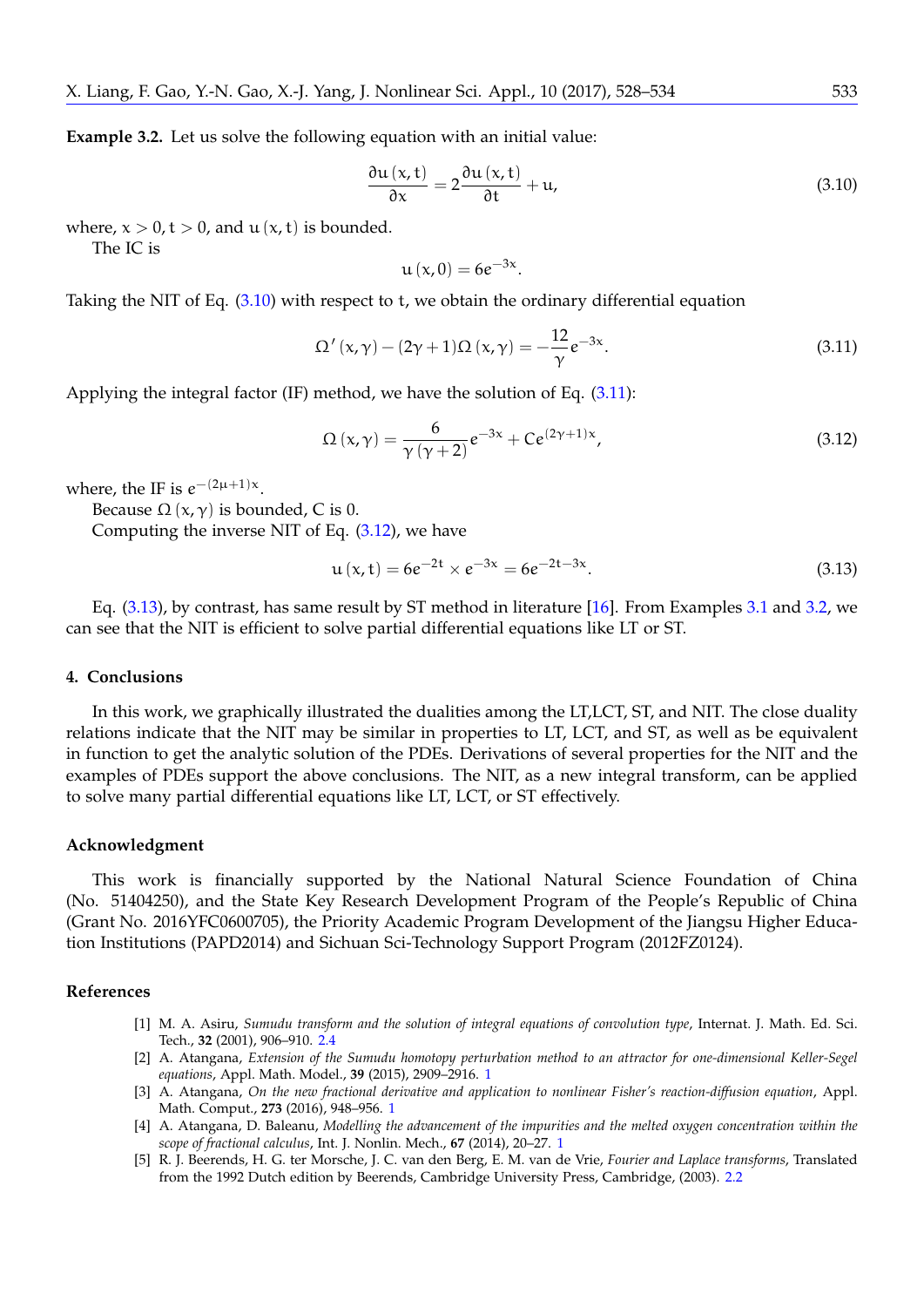**Example 3.2.** Let us solve the following equation with an initial value:

$$\frac{\partial u(x,t)}{\partial x} = 2\frac{\partial u(x,t)}{\partial t} + u, \tag{3.10}$$

where, $x > 0, t > 0$, and $u(x,t)$ is bounded.

The IC is

$$u(x,0) = 6e^{-3x}.$$

Taking the NIT of Eq. (3.10) with respect to t, we obtain the ordinary differential equation

$$\Omega'(x,\gamma) - (2\gamma+1)\Omega(x,\gamma) = -\frac{12}{\gamma}e^{-3x}. \tag{3.11}$$

Applying the integral factor (IF) method, we have the solution of Eq. (3.11):

$$\Omega(x,\gamma) = \frac{6}{\gamma(\gamma+2)}e^{-3x} + Ce^{(2\gamma+1)x}, \tag{3.12}$$

where, the IF is $e^{-(2\mu+1)x}$.

Because $\Omega(x,\gamma)$ is bounded, C is 0.

Computing the inverse NIT of Eq. (3.12), we have

$$u(x,t) = 6e^{-2t} \times e^{-3x} = 6e^{-2t-3x}. \tag{3.13}$$

Eq. (3.13), by contrast, has same result by ST method in literature [16]. From Examples 3.1 and 3.2, we can see that the NIT is efficient to solve partial differential equations like LT or ST.

## 4. Conclusions

In this work, we graphically illustrated the dualities among the LT,LCT, ST, and NIT. The close duality relations indicate that the NIT may be similar in properties to LT, LCT, and ST, as well as be equivalent in function to get the analytic solution of the PDEs. Derivations of several properties for the NIT and the examples of PDEs support the above conclusions. The NIT, as a new integral transform, can be applied to solve many partial differential equations like LT, LCT, or ST effectively.

## Acknowledgment

This work is financially supported by the National Natural Science Foundation of China (No. 51404250), and the State Key Research Development Program of the People's Republic of China (Grant No. 2016YFC0600705), the Priority Academic Program Development of the Jiangsu Higher Education Institutions (PAPD2014) and Sichuan Sci-Technology Support Program (2012FZ0124).

## References

[1] M. A. Asiru, *Sumudu transform and the solution of integral equations of convolution type*, Internat. J. Math. Ed. Sci. Tech., **32** (2001), 906–910. 2.4

[2] A. Atangana, *Extension of the Sumudu homotopy perturbation method to an attractor for one-dimensional Keller-Segel equations*, Appl. Math. Model., **39** (2015), 2909–2916. 1

[3] A. Atangana, *On the new fractional derivative and application to nonlinear Fisher's reaction-diffusion equation*, Appl. Math. Comput., **273** (2016), 948–956. 1

[4] A. Atangana, D. Baleanu, *Modelling the advancement of the impurities and the melted oxygen concentration within the scope of fractional calculus*, Int. J. Nonlin. Mech., **67** (2014), 20–27. 1

[5] R. J. Beerends, H. G. ter Morsche, J. C. van den Berg, E. M. van de Vrie, *Fourier and Laplace transforms*, Translated from the 1992 Dutch edition by Beerends, Cambridge University Press, Cambridge, (2003). 2.2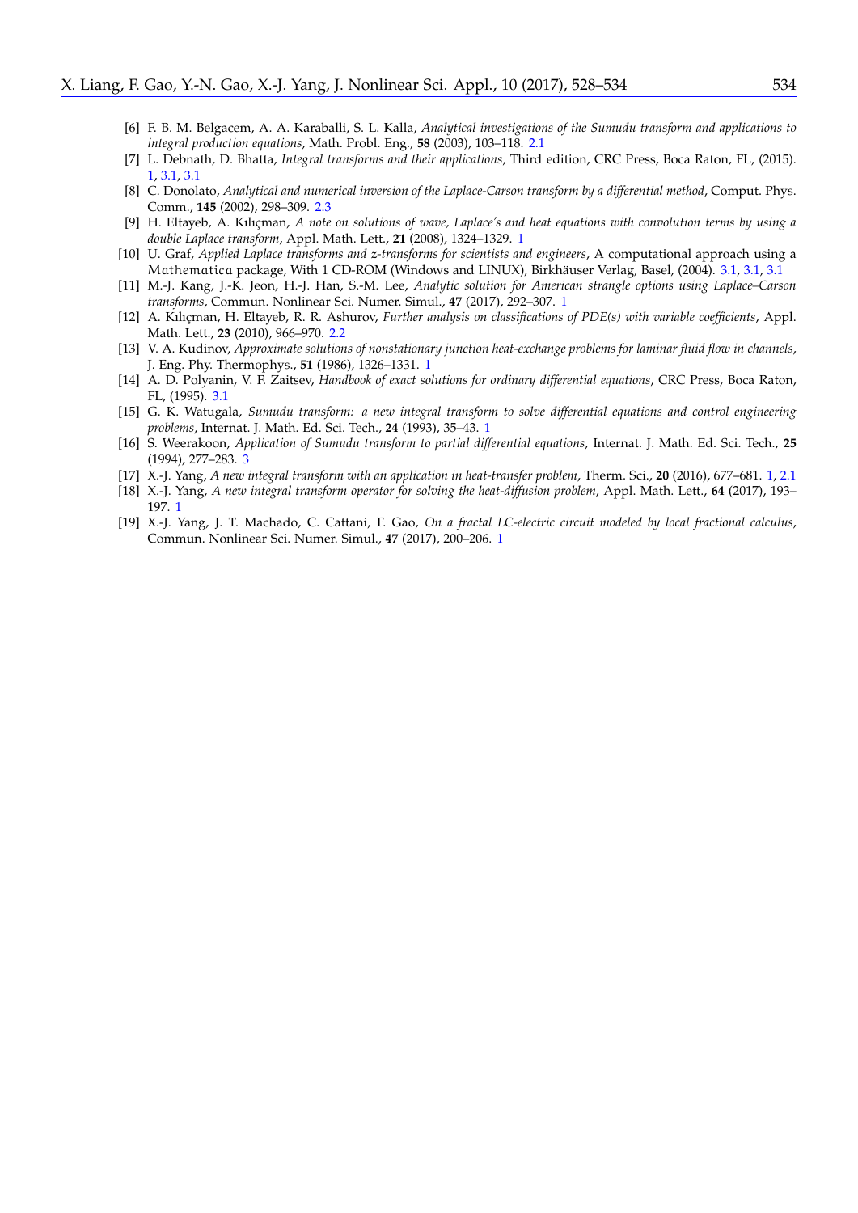- [6] F. B. M. Belgacem, A. A. Karaballi, S. L. Kalla, *Analytical investigations of the Sumudu transform and applications to integral production equations*, Math. Probl. Eng., **58** (2003), 103–118. 2.1
- [7] L. Debnath, D. Bhatta, *Integral transforms and their applications*, Third edition, CRC Press, Boca Raton, FL, (2015). 1, 3.1, 3.1
- [8] C. Donolato, *Analytical and numerical inversion of the Laplace-Carson transform by a differential method*, Comput. Phys. Comm., **145** (2002), 298–309. 2.3
- [9] H. Eltayeb, A. Kılıçman, *A note on solutions of wave, Laplace's and heat equations with convolution terms by using a double Laplace transform*, Appl. Math. Lett., **21** (2008), 1324–1329. 1
- [10] U. Graf, *Applied Laplace transforms and z-transforms for scientists and engineers*, A computational approach using a Mathematica package, With 1 CD-ROM (Windows and LINUX), Birkhäuser Verlag, Basel, (2004). 3.1, 3.1, 3.1
- [11] M.-J. Kang, J.-K. Jeon, H.-J. Han, S.-M. Lee, *Analytic solution for American strangle options using Laplace–Carson transforms*, Commun. Nonlinear Sci. Numer. Simul., **47** (2017), 292–307. 1
- [12] A. Kılıçman, H. Eltayeb, R. R. Ashurov, *Further analysis on classifications of PDE(s) with variable coefficients*, Appl. Math. Lett., **23** (2010), 966–970. 2.2
- [13] V. A. Kudinov, *Approximate solutions of nonstationary junction heat-exchange problems for laminar fluid flow in channels*, J. Eng. Phy. Thermophys., **51** (1986), 1326–1331. 1
- [14] A. D. Polyanin, V. F. Zaitsev, *Handbook of exact solutions for ordinary differential equations*, CRC Press, Boca Raton, FL, (1995). 3.1
- [15] G. K. Watugala, *Sumudu transform: a new integral transform to solve differential equations and control engineering problems*, Internat. J. Math. Ed. Sci. Tech., **24** (1993), 35–43. 1
- [16] S. Weerakoon, *Application of Sumudu transform to partial differential equations*, Internat. J. Math. Ed. Sci. Tech., **25** (1994), 277–283. 3
- [17] X.-J. Yang, *A new integral transform with an application in heat-transfer problem*, Therm. Sci., **20** (2016), 677–681. 1, 2.1
- [18] X.-J. Yang, *A new integral transform operator for solving the heat-diffusion problem*, Appl. Math. Lett., **64** (2017), 193–197. 1
- [19] X.-J. Yang, J. T. Machado, C. Cattani, F. Gao, *On a fractal LC-electric circuit modeled by local fractional calculus*, Commun. Nonlinear Sci. Numer. Simul., **47** (2017), 200–206. 1